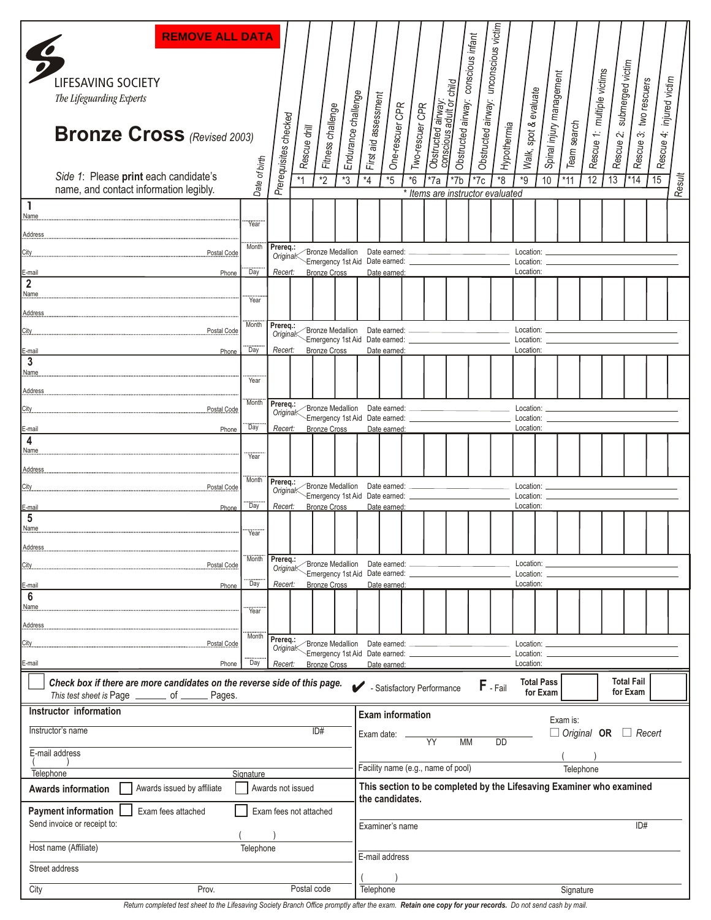REMOVE ALL DATA

LIFESAVING SOCIETY

*The Lifeguarding Experts*

# Bronze Cross (Revised 2003)

*Side 1*: Please **print** each candidate's name, and contact information legibly.

| Candidate | Date of birth | Prerequisites checked | *1 Rescue drill | *2 Fitness challenge | *3 Endurance challenge | *4 First aid assessment | *5 One-rescuer CPR | *6 Two-rescuer CPR | *7a Obstructed airway: conscious adult or child | *7b Obstructed airway: conscious infant | *7c Obstructed airway: unconscious victim | *8 Hypothermia | *9 Walk, spot & evaluate | 10 Spinal injury management | *11 Team search | 12 Rescue 1: multiple victims | 13 Rescue 2: submerged victim | *14 Rescue 3: two rescuers | 15 Rescue 4: injured victim | Result |
|---|---|---|---|---|---|---|---|---|---|---|---|---|---|---|---|---|---|---|---|---|
| **1** Name / Address / City / Postal Code / E-mail / Phone | Year / Month / Day | | | | | | | | | | | | | | | | | | | |
| **2** Name / Address / City / Postal Code / E-mail / Phone | Year / Month / Day | | | | | | | | | | | | | | | | | | | |
| **3** Name / Address / City / Postal Code / E-mail / Phone | Year / Month / Day | | | | | | | | | | | | | | | | | | | |
| **4** Name / Address / City / Postal Code / E-mail / Phone | Year / Month / Day | | | | | | | | | | | | | | | | | | | |
| **5** Name / Address / City / Postal Code / E-mail / Phone | Year / Month / Day | | | | | | | | | | | | | | | | | | | |
| **6** Name / Address / City / Postal Code / E-mail / Phone | Year / Month / Day | | | | | | | | | | | | | | | | | | | |

\* Items are instructor evaluated

For each candidate:

**Prereq.:**
*Original*: Bronze Medallion Date earned: ______ Location: ______
Emergency 1st Aid Date earned: ______ Location: ______
*Recert*: Bronze Cross Date earned: ______ Location: ______

☐ ***Check box if there are more candidates on the reverse side of this page.***
*This test sheet is* Page ______ of ______ Pages.

✔ - Satisfactory Performance  **F** - Fail  **Total Pass for Exam** ______  **Total Fail for Exam** ______

**Instructor information**

Instructor's name ______ ID# ______
E-mail address ______
Telephone ( ) ______ Signature ______

**Exam information**

Exam date: ______ YY MM DD
Exam is: ☐ *Original* **OR** ☐ *Recert*
Facility name (e.g., name of pool) ______ Telephone ( ) ______

**Awards information** ☐ Awards issued by affiliate ☐ Awards not issued

**Payment information** ☐ Exam fees attached ☐ Exam fees not attached

Send invoice or receipt to:

Host name (Affiliate) ______ Telephone ( ) ______
Street address ______
City ______ Prov. ______ Postal code ______

**This section to be completed by the Lifesaving Examiner who examined the candidates.**

Examiner's name ______ ID# ______
E-mail address ______
Telephone ( ) ______ Signature ______

*Return completed test sheet to the Lifesaving Society Branch Office promptly after the exam.* ***Retain one copy for your records.*** *Do not send cash by mail.*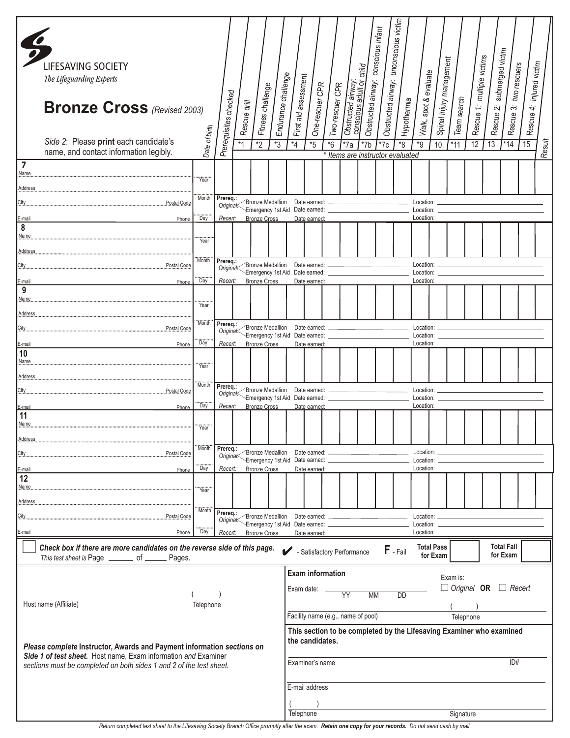LIFESAVING SOCIETY

*The Lifeguarding Experts*

# Bronze Cross *(Revised 2003)*

*Side 2*: Please **print** each candidate's name, and contact information legibly.

| Candidate | Date of birth | Prerequisites checked | Rescue drill *1 | Fitness challenge *2 | Endurance challenge *3 | First aid assessment *4 | One-rescuer CPR *5 | Two-rescuer CPR *6 | Obstructed airway: conscious adult or child *7a | Obstructed airway: conscious infant *7b | Obstructed airway: unconscious victim *7c | Hypothermia *8 | Walk, spot & evaluate *9 | Spinal injury management 10 | Team search *11 | Rescue 1: multiple victims 12 | Rescue 2: submerged victim 13 | Rescue 3: two rescuers *14 | Rescue 4: injured victim 15 | Result |
|---|---|---|---|---|---|---|---|---|---|---|---|---|---|---|---|---|---|---|---|---|
| **7** Name / Address / City / Postal Code / E-mail / Phone | Year / Month / Day | | | | | | | | | | | | | | | | | | | |
| **8** Name / Address / City / Postal Code / E-mail / Phone | Year / Month / Day | | | | | | | | | | | | | | | | | | | |
| **9** Name / Address / City / Postal Code / E-mail / Phone | Year / Month / Day | | | | | | | | | | | | | | | | | | | |
| **10** Name / Address / City / Postal Code / E-mail / Phone | Year / Month / Day | | | | | | | | | | | | | | | | | | | |
| **11** Name / Address / City / Postal Code / E-mail / Phone | Year / Month / Day | | | | | | | | | | | | | | | | | | | |
| **12** Name / Address / City / Postal Code / E-mail / Phone | Year / Month / Day | | | | | | | | | | | | | | | | | | | |

\* Items are instructor evaluated

For each candidate:

**Prereq.:** *Original:* Bronze Medallion Date earned: ______ Location: ______
Emergency 1st Aid Date earned: ______ Location: ______
*Recert:* Bronze Cross Date earned: ______ Location: ______

☐ ***Check box if there are more candidates on the reverse side of this page.***
*This test sheet is* Page ______ of ______ Pages.

✔ - Satisfactory Performance  **F** - Fail  **Total Pass for Exam** ______  **Total Fail for Exam** ______

Host name (Affiliate) ______ ( ) Telephone ______

***Please complete*** **Instructor, Awards and Payment information** ***sections on Side 1 of test sheet.*** *Host name, Exam information and Examiner sections must be completed on both sides 1 and 2 of the test sheet.*

**Exam information**

Exam date: ______ YY MM DD

Exam is: ☐ *Original* **OR** ☐ *Recert*

Facility name (e.g., name of pool) ______ ( ) Telephone ______

**This section to be completed by the Lifesaving Examiner who examined the candidates.**

Examiner's name ______ ID# ______

E-mail address ______

( ) Telephone ______ Signature ______

*Return completed test sheet to the Lifesaving Society Branch Office promptly after the exam.* ***Retain one copy for your records.*** *Do not send cash by mail.*